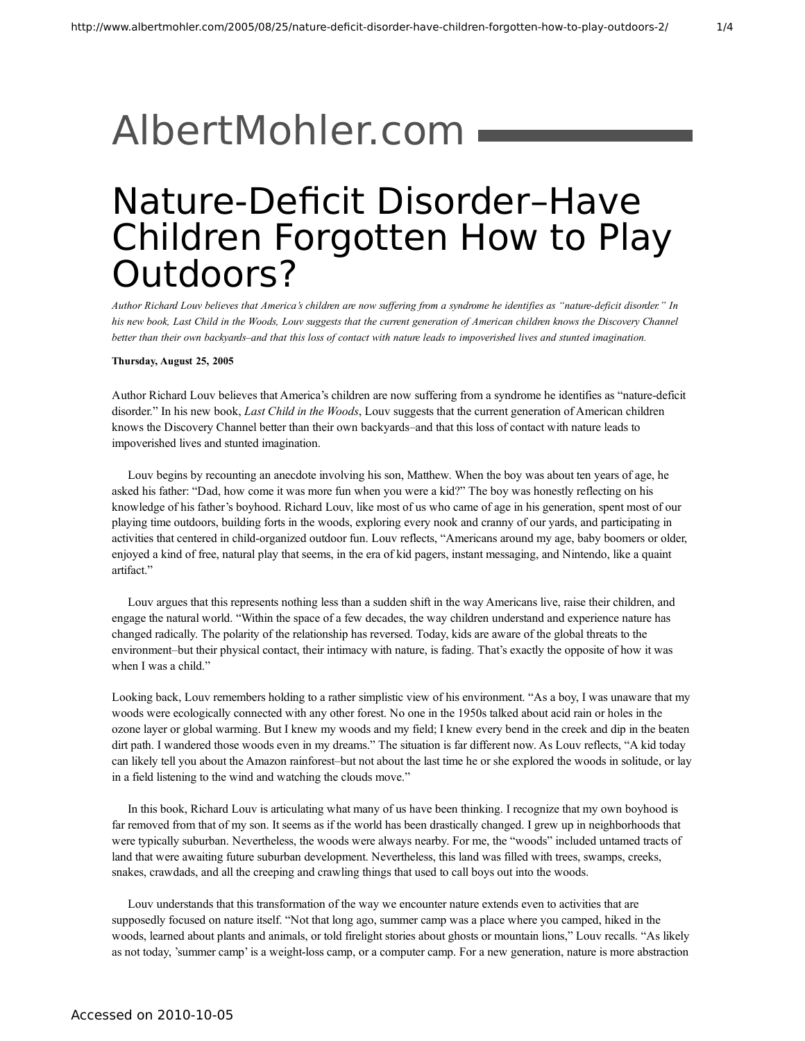AlbertMohler.com

# Nature-Deficit Disorder–Have Children Forgotten How to Play Outdoors?

*Author Richard Louv believes that America's children are now suffering from a syndrome he identifies as "nature-deficit disorder." In his new book, Last Child in the Woods, Louv suggests that the current generation of American children knows the Discovery Channel better than their own backyards–and that this loss of contact with nature leads to impoverished lives and stunted imagination.*

**Thursday, August 25, 2005**

Author Richard Louv believes that America's children are now suffering from a syndrome he identifies as "nature-deficit disorder." In his new book, *Last Child in the Woods*, Louv suggests that the current generation of American children knows the Discovery Channel better than their own backyards–and that this loss of contact with nature leads to impoverished lives and stunted imagination.

Louv begins by recounting an anecdote involving his son, Matthew. When the boy was about ten years of age, he asked his father: "Dad, how come it was more fun when you were a kid?" The boy was honestly reflecting on his knowledge of his father's boyhood. Richard Louv, like most of us who came of age in his generation, spent most of our playing time outdoors, building forts in the woods, exploring every nook and cranny of our yards, and participating in activities that centered in child-organized outdoor fun. Louv reflects, "Americans around my age, baby boomers or older, enjoyed a kind of free, natural play that seems, in the era of kid pagers, instant messaging, and Nintendo, like a quaint artifact."

Louv argues that this represents nothing less than a sudden shift in the way Americans live, raise their children, and engage the natural world. "Within the space of a few decades, the way children understand and experience nature has changed radically. The polarity of the relationship has reversed. Today, kids are aware of the global threats to the environment–but their physical contact, their intimacy with nature, is fading. That's exactly the opposite of how it was when I was a child."

Looking back, Louv remembers holding to a rather simplistic view of his environment. "As a boy, I was unaware that my woods were ecologically connected with any other forest. No one in the 1950s talked about acid rain or holes in the ozone layer or global warming. But I knew my woods and my field; I knew every bend in the creek and dip in the beaten dirt path. I wandered those woods even in my dreams." The situation is far different now. As Louv reflects, "A kid today can likely tell you about the Amazon rainforest–but not about the last time he or she explored the woods in solitude, or lay in a field listening to the wind and watching the clouds move."

In this book, Richard Louv is articulating what many of us have been thinking. I recognize that my own boyhood is far removed from that of my son. It seems as if the world has been drastically changed. I grew up in neighborhoods that were typically suburban. Nevertheless, the woods were always nearby. For me, the "woods" included untamed tracts of land that were awaiting future suburban development. Nevertheless, this land was filled with trees, swamps, creeks, snakes, crawdads, and all the creeping and crawling things that used to call boys out into the woods.

Louv understands that this transformation of the way we encounter nature extends even to activities that are supposedly focused on nature itself. "Not that long ago, summer camp was a place where you camped, hiked in the woods, learned about plants and animals, or told firelight stories about ghosts or mountain lions," Louv recalls. "As likely as not today, 'summer camp' is a weight-loss camp, or a computer camp. For a new generation, nature is more abstraction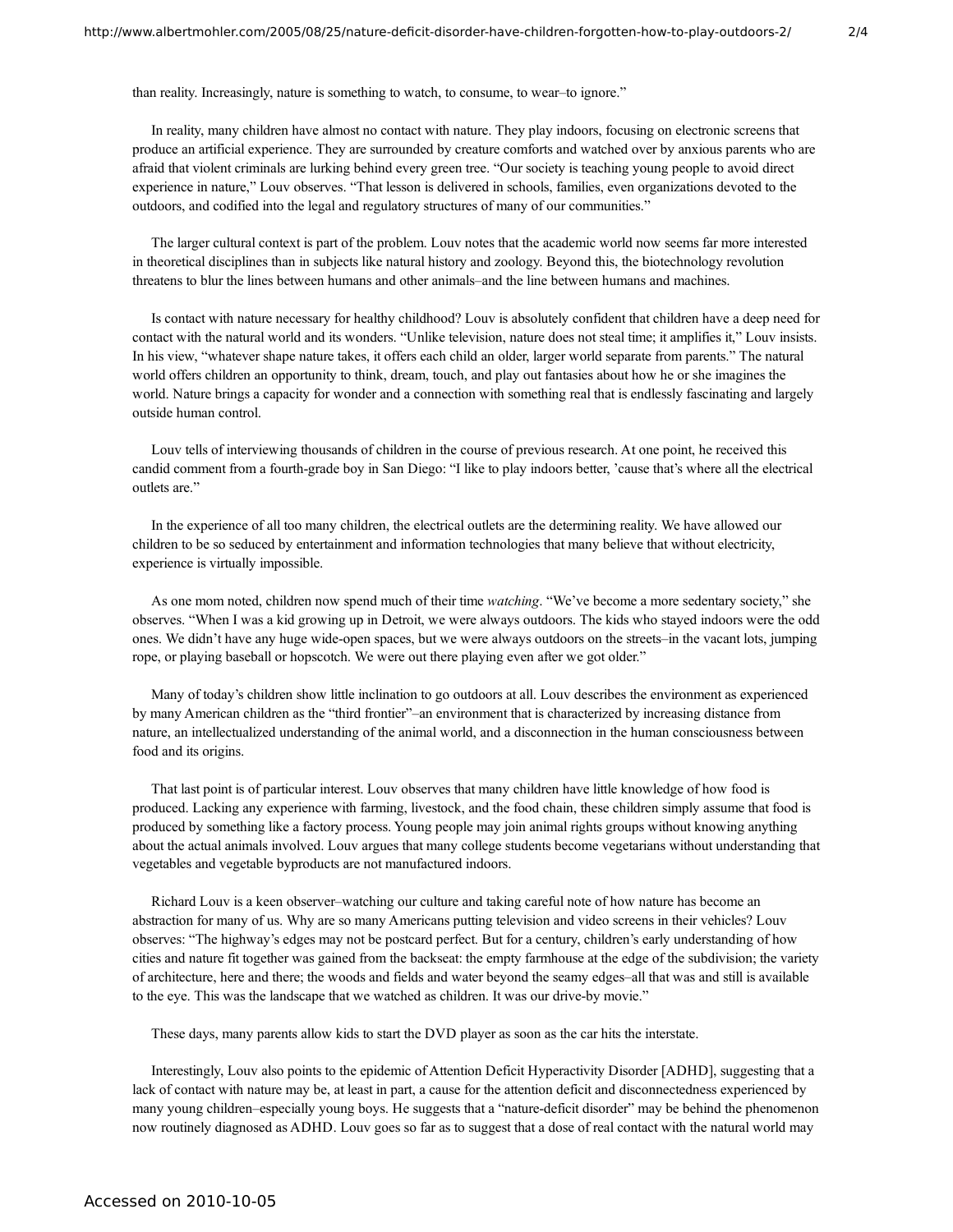than reality. Increasingly, nature is something to watch, to consume, to wear–to ignore."

In reality, many children have almost no contact with nature. They play indoors, focusing on electronic screens that produce an artificial experience. They are surrounded by creature comforts and watched over by anxious parents who are afraid that violent criminals are lurking behind every green tree. "Our society is teaching young people to avoid direct experience in nature," Louv observes. "That lesson is delivered in schools, families, even organizations devoted to the outdoors, and codified into the legal and regulatory structures of many of our communities."

The larger cultural context is part of the problem. Louv notes that the academic world now seems far more interested in theoretical disciplines than in subjects like natural history and zoology. Beyond this, the biotechnology revolution threatens to blur the lines between humans and other animals–and the line between humans and machines.

Is contact with nature necessary for healthy childhood? Louv is absolutely confident that children have a deep need for contact with the natural world and its wonders. "Unlike television, nature does not steal time; it amplifies it," Louv insists. In his view, "whatever shape nature takes, it offers each child an older, larger world separate from parents." The natural world offers children an opportunity to think, dream, touch, and play out fantasies about how he or she imagines the world. Nature brings a capacity for wonder and a connection with something real that is endlessly fascinating and largely outside human control.

Louv tells of interviewing thousands of children in the course of previous research. At one point, he received this candid comment from a fourth-grade boy in San Diego: "I like to play indoors better, 'cause that's where all the electrical outlets are."

In the experience of all too many children, the electrical outlets are the determining reality. We have allowed our children to be so seduced by entertainment and information technologies that many believe that without electricity, experience is virtually impossible.

As one mom noted, children now spend much of their time *watching*. "We've become a more sedentary society," she observes. "When I was a kid growing up in Detroit, we were always outdoors. The kids who stayed indoors were the odd ones. We didn't have any huge wide-open spaces, but we were always outdoors on the streets–in the vacant lots, jumping rope, or playing baseball or hopscotch. We were out there playing even after we got older."

Many of today's children show little inclination to go outdoors at all. Louv describes the environment as experienced by many American children as the "third frontier"–an environment that is characterized by increasing distance from nature, an intellectualized understanding of the animal world, and a disconnection in the human consciousness between food and its origins.

That last point is of particular interest. Louv observes that many children have little knowledge of how food is produced. Lacking any experience with farming, livestock, and the food chain, these children simply assume that food is produced by something like a factory process. Young people may join animal rights groups without knowing anything about the actual animals involved. Louv argues that many college students become vegetarians without understanding that vegetables and vegetable byproducts are not manufactured indoors.

Richard Louv is a keen observer–watching our culture and taking careful note of how nature has become an abstraction for many of us. Why are so many Americans putting television and video screens in their vehicles? Louv observes: "The highway's edges may not be postcard perfect. But for a century, children's early understanding of how cities and nature fit together was gained from the backseat: the empty farmhouse at the edge of the subdivision; the variety of architecture, here and there; the woods and fields and water beyond the seamy edges–all that was and still is available to the eye. This was the landscape that we watched as children. It was our drive-by movie."

These days, many parents allow kids to start the DVD player as soon as the car hits the interstate.

Interestingly, Louv also points to the epidemic of Attention Deficit Hyperactivity Disorder [ADHD], suggesting that a lack of contact with nature may be, at least in part, a cause for the attention deficit and disconnectedness experienced by many young children–especially young boys. He suggests that a "nature-deficit disorder" may be behind the phenomenon now routinely diagnosed as ADHD. Louv goes so far as to suggest that a dose of real contact with the natural world may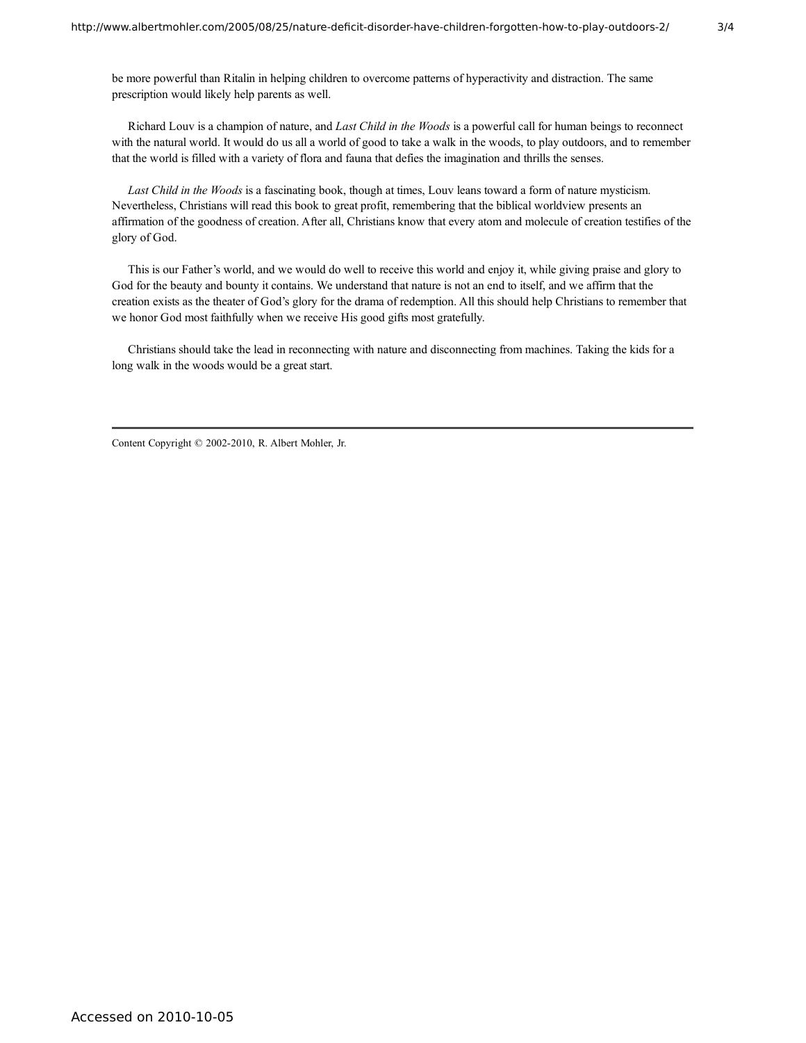be more powerful than Ritalin in helping children to overcome patterns of hyperactivity and distraction. The same prescription would likely help parents as well.

Richard Louv is a champion of nature, and *Last Child in the Woods* is a powerful call for human beings to reconnect with the natural world. It would do us all a world of good to take a walk in the woods, to play outdoors, and to remember that the world is filled with a variety of flora and fauna that defies the imagination and thrills the senses.

*Last Child in the Woods* is a fascinating book, though at times, Louv leans toward a form of nature mysticism. Nevertheless, Christians will read this book to great profit, remembering that the biblical worldview presents an affirmation of the goodness of creation. After all, Christians know that every atom and molecule of creation testifies of the glory of God.

This is our Father's world, and we would do well to receive this world and enjoy it, while giving praise and glory to God for the beauty and bounty it contains. We understand that nature is not an end to itself, and we affirm that the creation exists as the theater of God's glory for the drama of redemption. All this should help Christians to remember that we honor God most faithfully when we receive His good gifts most gratefully.

Christians should take the lead in reconnecting with nature and disconnecting from machines. Taking the kids for a long walk in the woods would be a great start.

---

Content Copyright © 2002-2010, R. Albert Mohler, Jr.